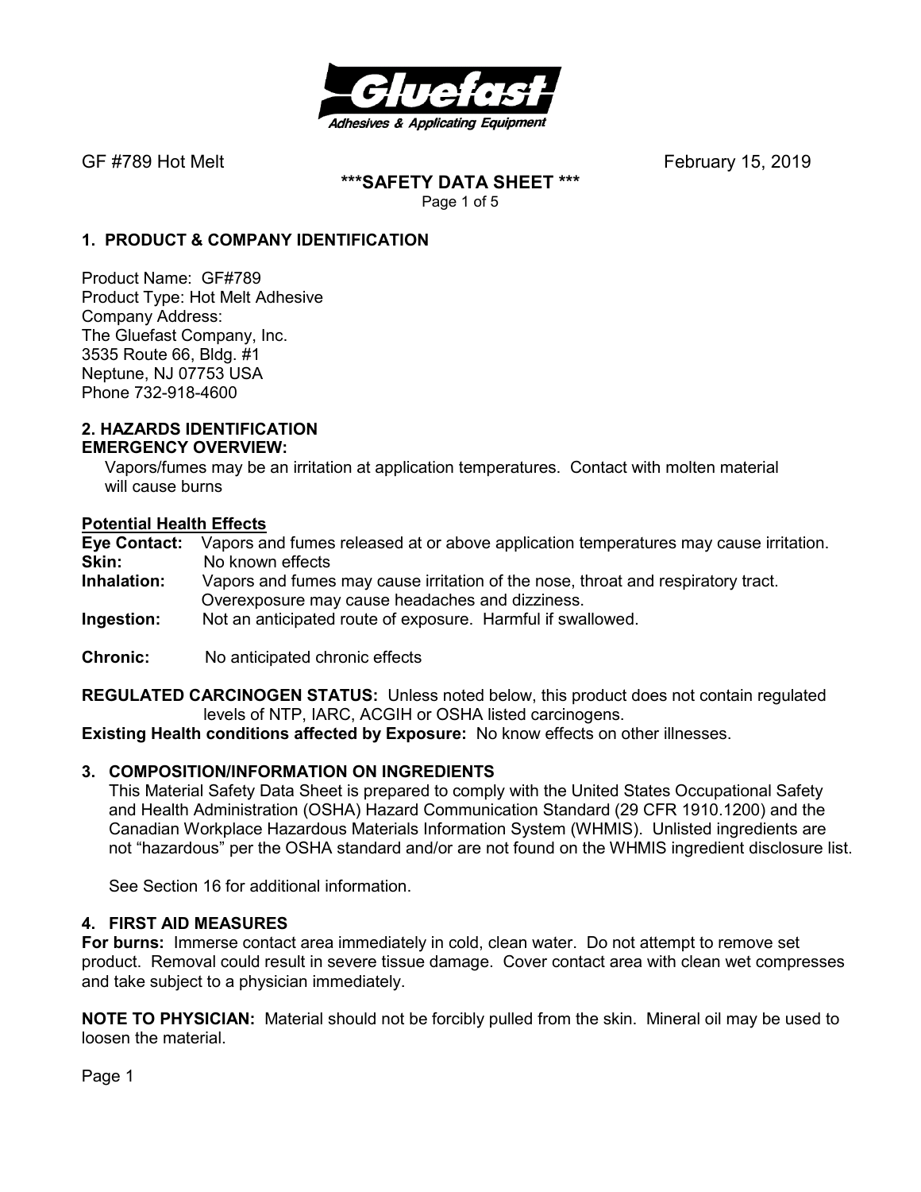GF #789 Hot Melt February 15, 2019

**\*\*\*SAFETY DATA SHEET \*\*\***

## 1. PRODUCT & COMPANY IDENTIFICATION

Product Name: GF#789
Product Type: Hot Melt Adhesive
Company Address:
The Gluefast Company, Inc.
3535 Route 66, Bldg. #1
Neptune, NJ 07753 USA
Phone 732-918-4600

## 2. HAZARDS IDENTIFICATION

**EMERGENCY OVERVIEW:**

Vapors/fumes may be an irritation at application temperatures. Contact with molten material will cause burns

**Potential Health Effects**

**Eye Contact:** Vapors and fumes released at or above application temperatures may cause irritation.
**Skin:** No known effects
**Inhalation:** Vapors and fumes may cause irritation of the nose, throat and respiratory tract. Overexposure may cause headaches and dizziness.
**Ingestion:** Not an anticipated route of exposure. Harmful if swallowed.

**Chronic:** No anticipated chronic effects

**REGULATED CARCINOGEN STATUS:** Unless noted below, this product does not contain regulated levels of NTP, IARC, ACGIH or OSHA listed carcinogens.

**Existing Health conditions affected by Exposure:** No know effects on other illnesses.

## 3. COMPOSITION/INFORMATION ON INGREDIENTS

This Material Safety Data Sheet is prepared to comply with the United States Occupational Safety and Health Administration (OSHA) Hazard Communication Standard (29 CFR 1910.1200) and the Canadian Workplace Hazardous Materials Information System (WHMIS). Unlisted ingredients are not "hazardous" per the OSHA standard and/or are not found on the WHMIS ingredient disclosure list.

See Section 16 for additional information.

## 4. FIRST AID MEASURES

**For burns:** Immerse contact area immediately in cold, clean water. Do not attempt to remove set product. Removal could result in severe tissue damage. Cover contact area with clean wet compresses and take subject to a physician immediately.

**NOTE TO PHYSICIAN:** Material should not be forcibly pulled from the skin. Mineral oil may be used to loosen the material.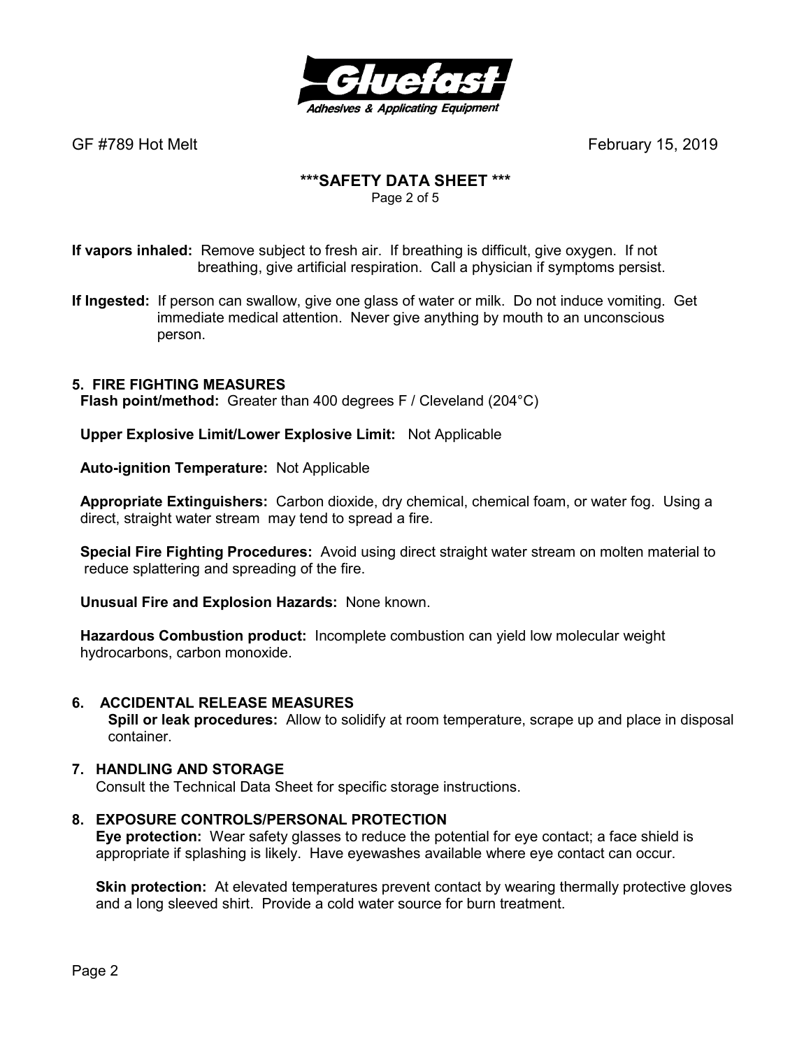**If vapors inhaled:** Remove subject to fresh air. If breathing is difficult, give oxygen. If not breathing, give artificial respiration. Call a physician if symptoms persist.

**If Ingested:** If person can swallow, give one glass of water or milk. Do not induce vomiting. Get immediate medical attention. Never give anything by mouth to an unconscious person.

## 5. FIRE FIGHTING MEASURES

**Flash point/method:** Greater than 400 degrees F / Cleveland (204°C)

**Upper Explosive Limit/Lower Explosive Limit:** Not Applicable

**Auto-ignition Temperature:** Not Applicable

**Appropriate Extinguishers:** Carbon dioxide, dry chemical, chemical foam, or water fog. Using a direct, straight water stream may tend to spread a fire.

**Special Fire Fighting Procedures:** Avoid using direct straight water stream on molten material to reduce splattering and spreading of the fire.

**Unusual Fire and Explosion Hazards:** None known.

**Hazardous Combustion product:** Incomplete combustion can yield low molecular weight hydrocarbons, carbon monoxide.

## 6. ACCIDENTAL RELEASE MEASURES

**Spill or leak procedures:** Allow to solidify at room temperature, scrape up and place in disposal container.

## 7. HANDLING AND STORAGE

Consult the Technical Data Sheet for specific storage instructions.

## 8. EXPOSURE CONTROLS/PERSONAL PROTECTION

**Eye protection:** Wear safety glasses to reduce the potential for eye contact; a face shield is appropriate if splashing is likely. Have eyewashes available where eye contact can occur.

**Skin protection:** At elevated temperatures prevent contact by wearing thermally protective gloves and a long sleeved shirt. Provide a cold water source for burn treatment.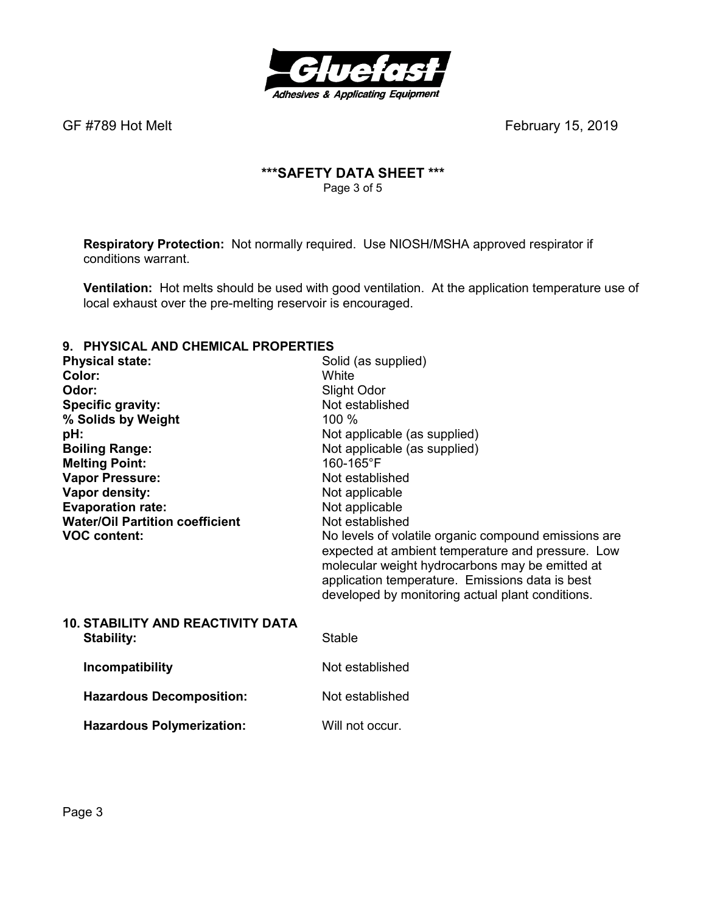**Respiratory Protection:** Not normally required. Use NIOSH/MSHA approved respirator if conditions warrant.

**Ventilation:** Hot melts should be used with good ventilation. At the application temperature use of local exhaust over the pre-melting reservoir is encouraged.

## 9. PHYSICAL AND CHEMICAL PROPERTIES

| | |
|---|---|
| **Physical state:** | Solid (as supplied) |
| **Color:** | White |
| **Odor:** | Slight Odor |
| **Specific gravity:** | Not established |
| **% Solids by Weight** | 100 % |
| **pH:** | Not applicable (as supplied) |
| **Boiling Range:** | Not applicable (as supplied) |
| **Melting Point:** | 160-165°F |
| **Vapor Pressure:** | Not established |
| **Vapor density:** | Not applicable |
| **Evaporation rate:** | Not applicable |
| **Water/Oil Partition coefficient** | Not established |
| **VOC content:** | No levels of volatile organic compound emissions are expected at ambient temperature and pressure. Low molecular weight hydrocarbons may be emitted at application temperature. Emissions data is best developed by monitoring actual plant conditions. |

## 10. STABILITY AND REACTIVITY DATA

| | |
|---|---|
| **Stability:** | Stable |
| **Incompatibility** | Not established |
| **Hazardous Decomposition:** | Not established |
| **Hazardous Polymerization:** | Will not occur. |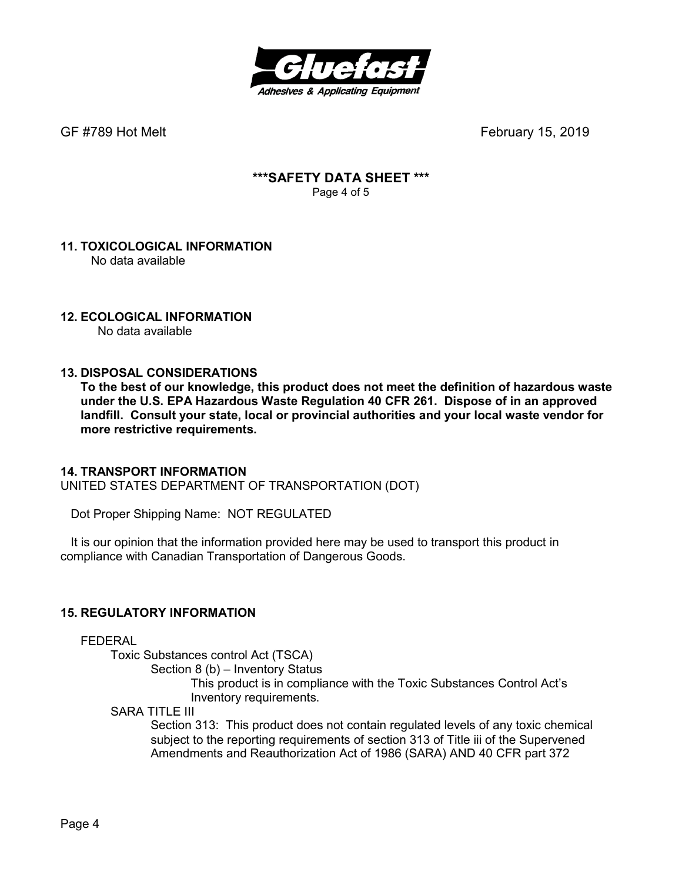## 11. TOXICOLOGICAL INFORMATION

No data available

## 12. ECOLOGICAL INFORMATION

No data available

## 13. DISPOSAL CONSIDERATIONS

**To the best of our knowledge, this product does not meet the definition of hazardous waste under the U.S. EPA Hazardous Waste Regulation 40 CFR 261. Dispose of in an approved landfill. Consult your state, local or provincial authorities and your local waste vendor for more restrictive requirements.**

## 14. TRANSPORT INFORMATION

UNITED STATES DEPARTMENT OF TRANSPORTATION (DOT)

Dot Proper Shipping Name: NOT REGULATED

It is our opinion that the information provided here may be used to transport this product in compliance with Canadian Transportation of Dangerous Goods.

## 15. REGULATORY INFORMATION

FEDERAL

- Toxic Substances control Act (TSCA)
  - Section 8 (b) – Inventory Status
    - This product is in compliance with the Toxic Substances Control Act's Inventory requirements.
- SARA TITLE III
  - Section 313: This product does not contain regulated levels of any toxic chemical subject to the reporting requirements of section 313 of Title iii of the Supervened Amendments and Reauthorization Act of 1986 (SARA) AND 40 CFR part 372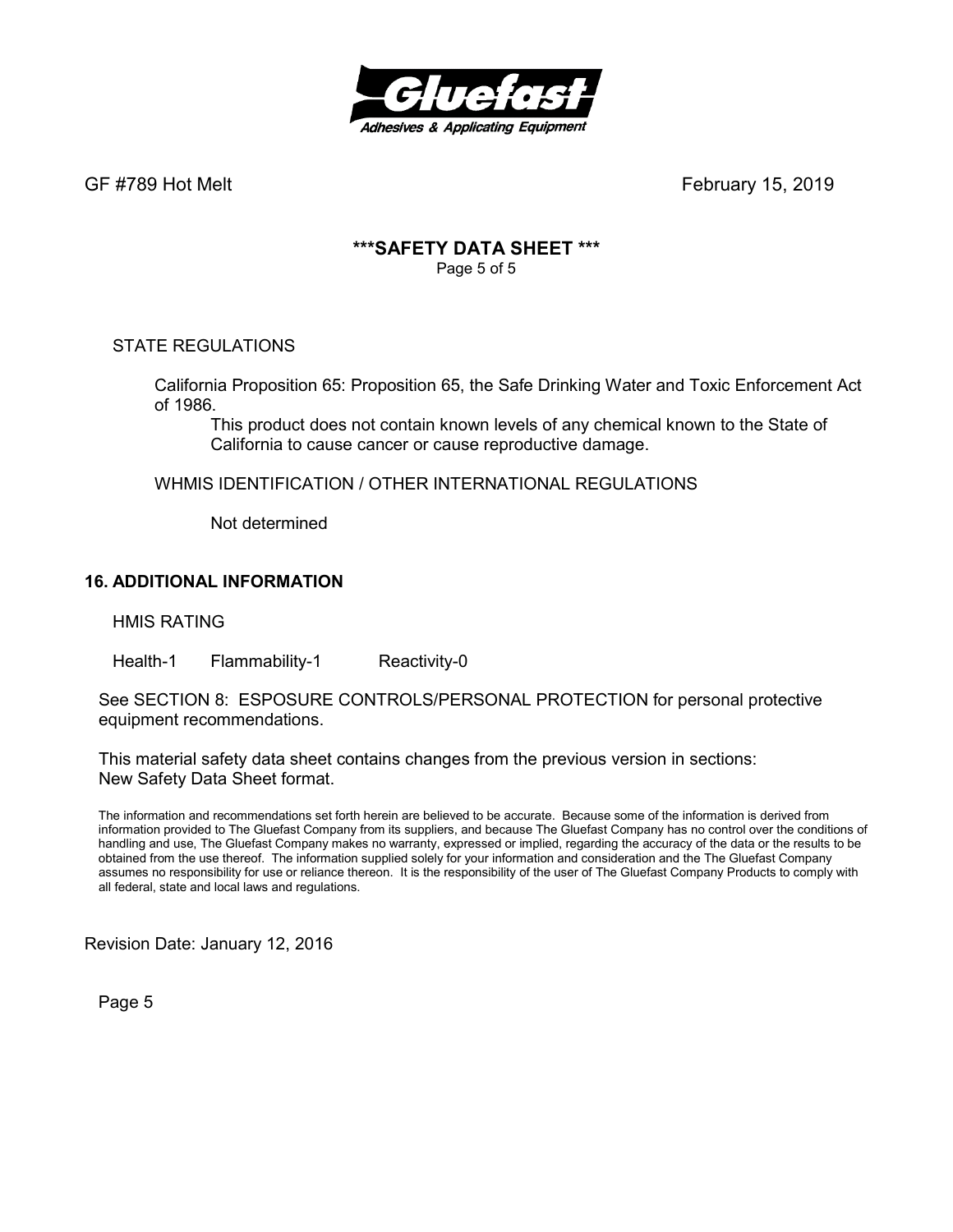STATE REGULATIONS

California Proposition 65: Proposition 65, the Safe Drinking Water and Toxic Enforcement Act of 1986.

This product does not contain known levels of any chemical known to the State of California to cause cancer or cause reproductive damage.

WHMIS IDENTIFICATION / OTHER INTERNATIONAL REGULATIONS

Not determined

## 16. ADDITIONAL INFORMATION

HMIS RATING

Health-1 Flammability-1 Reactivity-0

See SECTION 8: ESPOSURE CONTROLS/PERSONAL PROTECTION for personal protective equipment recommendations.

This material safety data sheet contains changes from the previous version in sections: New Safety Data Sheet format.

The information and recommendations set forth herein are believed to be accurate. Because some of the information is derived from information provided to The Gluefast Company from its suppliers, and because The Gluefast Company has no control over the conditions of handling and use, The Gluefast Company makes no warranty, expressed or implied, regarding the accuracy of the data or the results to be obtained from the use thereof. The information supplied solely for your information and consideration and the The Gluefast Company assumes no responsibility for use or reliance thereon. It is the responsibility of the user of The Gluefast Company Products to comply with all federal, state and local laws and regulations.

Revision Date: January 12, 2016